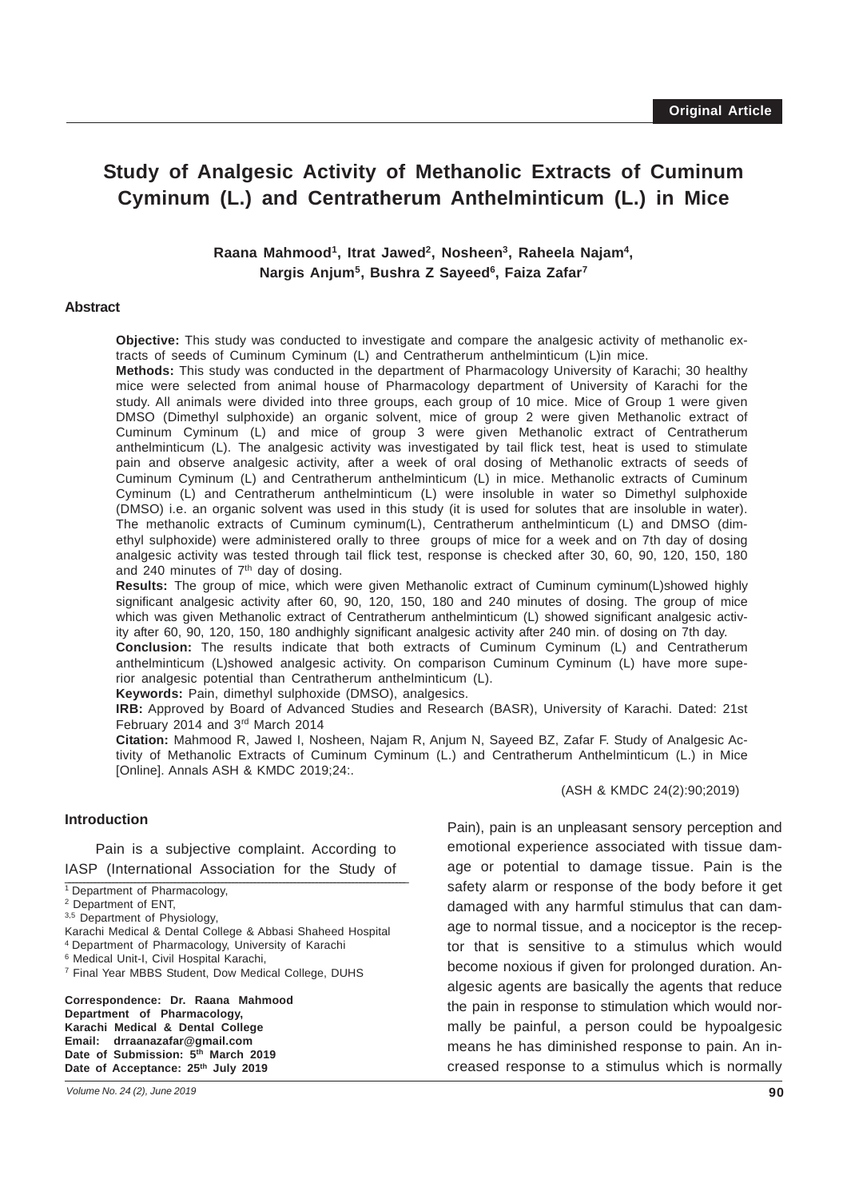Original Article

# Study of Analgesic Activity of Methanolic Extracts of Cuminum Cyminum (L.) and Centratherum Anthelminticum (L.) in Mice

**Raana Mahmood[1], Itrat Jawed[2], Nosheen[3], Raheela Najam[4], Nargis Anjum[5], Bushra Z Sayeed[6], Faiza Zafar[7]**

## Abstract

**Objective:** This study was conducted to investigate and compare the analgesic activity of methanolic extracts of seeds of Cuminum Cyminum (L) and Centratherum anthelminticum (L)in mice.

**Methods:** This study was conducted in the department of Pharmacology University of Karachi; 30 healthy mice were selected from animal house of Pharmacology department of University of Karachi for the study. All animals were divided into three groups, each group of 10 mice. Mice of Group 1 were given DMSO (Dimethyl sulphoxide) an organic solvent, mice of group 2 were given Methanolic extract of Cuminum Cyminum (L) and mice of group 3 were given Methanolic extract of Centratherum anthelminticum (L). The analgesic activity was investigated by tail flick test, heat is used to stimulate pain and observe analgesic activity, after a week of oral dosing of Methanolic extracts of seeds of Cuminum Cyminum (L) and Centratherum anthelminticum (L) in mice. Methanolic extracts of Cuminum Cyminum (L) and Centratherum anthelminticum (L) were insoluble in water so Dimethyl sulphoxide (DMSO) i.e. an organic solvent was used in this study (it is used for solutes that are insoluble in water). The methanolic extracts of Cuminum cyminum(L), Centratherum anthelminticum (L) and DMSO (dimethyl sulphoxide) were administered orally to three groups of mice for a week and on 7th day of dosing analgesic activity was tested through tail flick test, response is checked after 30, 60, 90, 120, 150, 180 and 240 minutes of 7th day of dosing.

**Results:** The group of mice, which were given Methanolic extract of Cuminum cyminum(L)showed highly significant analgesic activity after 60, 90, 120, 150, 180 and 240 minutes of dosing. The group of mice which was given Methanolic extract of Centratherum anthelminticum (L) showed significant analgesic activity after 60, 90, 120, 150, 180 andhighly significant analgesic activity after 240 min. of dosing on 7th day.

**Conclusion:** The results indicate that both extracts of Cuminum Cyminum (L) and Centratherum anthelminticum (L)showed analgesic activity. On comparison Cuminum Cyminum (L) have more superior analgesic potential than Centratherum anthelminticum (L).

**Keywords:** Pain, dimethyl sulphoxide (DMSO), analgesics.

**IRB:** Approved by Board of Advanced Studies and Research (BASR), University of Karachi. Dated: 21st February 2014 and 3rd March 2014

**Citation:** Mahmood R, Jawed I, Nosheen, Najam R, Anjum N, Sayeed BZ, Zafar F. Study of Analgesic Activity of Methanolic Extracts of Cuminum Cyminum (L.) and Centratherum Anthelminticum (L.) in Mice [Online]. Annals ASH & KMDC 2019;24:.

(ASH & KMDC 24(2):90;2019)

## Introduction

Pain is a subjective complaint. According to IASP (International Association for the Study of Pain), pain is an unpleasant sensory perception and emotional experience associated with tissue damage or potential to damage tissue. Pain is the safety alarm or response of the body before it get damaged with any harmful stimulus that can damage to normal tissue, and a nociceptor is the receptor that is sensitive to a stimulus which would become noxious if given for prolonged duration. Analgesic agents are basically the agents that reduce the pain in response to stimulation which would normally be painful, a person could be hypoalgesic means he has diminished response to pain. An increased response to a stimulus which is normally

[1] Department of Pharmacology,
[2] Department of ENT,
[3,5] Department of Physiology,
Karachi Medical & Dental College & Abbasi Shaheed Hospital
[4] Department of Pharmacology, University of Karachi
[6] Medical Unit-I, Civil Hospital Karachi,
[7] Final Year MBBS Student, Dow Medical College, DUHS

**Correspondence: Dr. Raana Mahmood**
**Department of Pharmacology,**
**Karachi Medical & Dental College**
**Email: drraanazafar@gmail.com**
**Date of Submission: 5th March 2019**
**Date of Acceptance: 25th July 2019**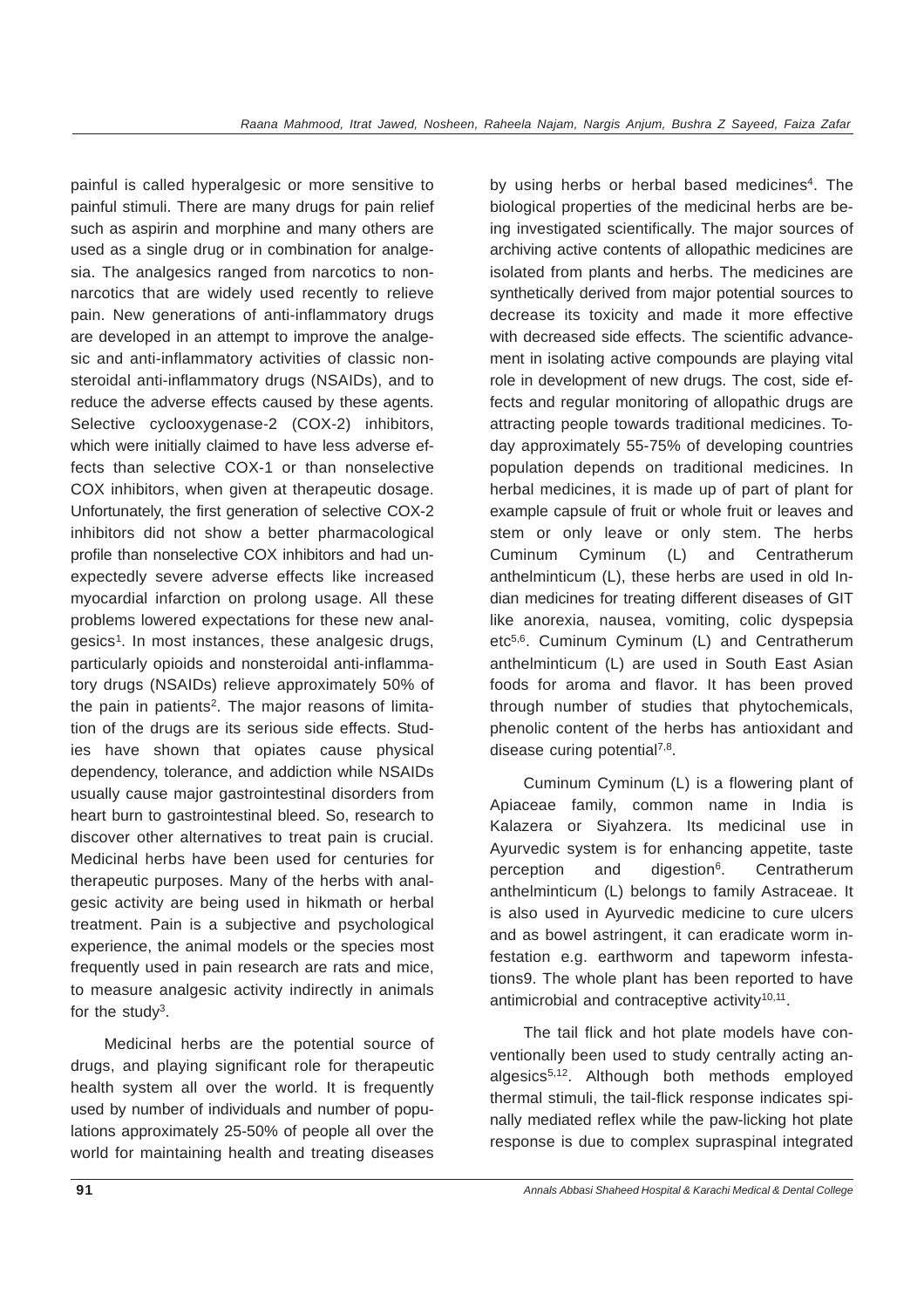painful is called hyperalgesic or more sensitive to painful stimuli. There are many drugs for pain relief such as aspirin and morphine and many others are used as a single drug or in combination for analgesia. The analgesics ranged from narcotics to non-narcotics that are widely used recently to relieve pain. New generations of anti-inflammatory drugs are developed in an attempt to improve the analgesic and anti-inflammatory activities of classic non-steroidal anti-inflammatory drugs (NSAIDs), and to reduce the adverse effects caused by these agents. Selective cyclooxygenase-2 (COX-2) inhibitors, which were initially claimed to have less adverse effects than selective COX-1 or than nonselective COX inhibitors, when given at therapeutic dosage. Unfortunately, the first generation of selective COX-2 inhibitors did not show a better pharmacological profile than nonselective COX inhibitors and had unexpectedly severe adverse effects like increased myocardial infarction on prolong usage. All these problems lowered expectations for these new analgesics[1]. In most instances, these analgesic drugs, particularly opioids and nonsteroidal anti-inflammatory drugs (NSAIDs) relieve approximately 50% of the pain in patients[2]. The major reasons of limitation of the drugs are its serious side effects. Studies have shown that opiates cause physical dependency, tolerance, and addiction while NSAIDs usually cause major gastrointestinal disorders from heart burn to gastrointestinal bleed. So, research to discover other alternatives to treat pain is crucial. Medicinal herbs have been used for centuries for therapeutic purposes. Many of the herbs with analgesic activity are being used in hikmath or herbal treatment. Pain is a subjective and psychological experience, the animal models or the species most frequently used in pain research are rats and mice, to measure analgesic activity indirectly in animals for the study[3].

Medicinal herbs are the potential source of drugs, and playing significant role for therapeutic health system all over the world. It is frequently used by number of individuals and number of populations approximately 25-50% of people all over the world for maintaining health and treating diseases by using herbs or herbal based medicines[4]. The biological properties of the medicinal herbs are being investigated scientifically. The major sources of archiving active contents of allopathic medicines are isolated from plants and herbs. The medicines are synthetically derived from major potential sources to decrease its toxicity and made it more effective with decreased side effects. The scientific advancement in isolating active compounds are playing vital role in development of new drugs. The cost, side effects and regular monitoring of allopathic drugs are attracting people towards traditional medicines. Today approximately 55-75% of developing countries population depends on traditional medicines. In herbal medicines, it is made up of part of plant for example capsule of fruit or whole fruit or leaves and stem or only leave or only stem. The herbs Cuminum Cyminum (L) and Centratherum anthelminticum (L), these herbs are used in old Indian medicines for treating different diseases of GIT like anorexia, nausea, vomiting, colic dyspepsia etc[5,6]. Cuminum Cyminum (L) and Centratherum anthelminticum (L) are used in South East Asian foods for aroma and flavor. It has been proved through number of studies that phytochemicals, phenolic content of the herbs has antioxidant and disease curing potential[7,8].

Cuminum Cyminum (L) is a flowering plant of Apiaceae family, common name in India is Kalazera or Siyahzera. Its medicinal use in Ayurvedic system is for enhancing appetite, taste perception and digestion[6]. Centratherum anthelminticum (L) belongs to family Astraceae. It is also used in Ayurvedic medicine to cure ulcers and as bowel astringent, it can eradicate worm infestation e.g. earthworm and tapeworm infestations9. The whole plant has been reported to have antimicrobial and contraceptive activity[10,11].

The tail flick and hot plate models have conventionally been used to study centrally acting analgesics[5,12]. Although both methods employed thermal stimuli, the tail-flick response indicates spinally mediated reflex while the paw-licking hot plate response is due to complex supraspinal integrated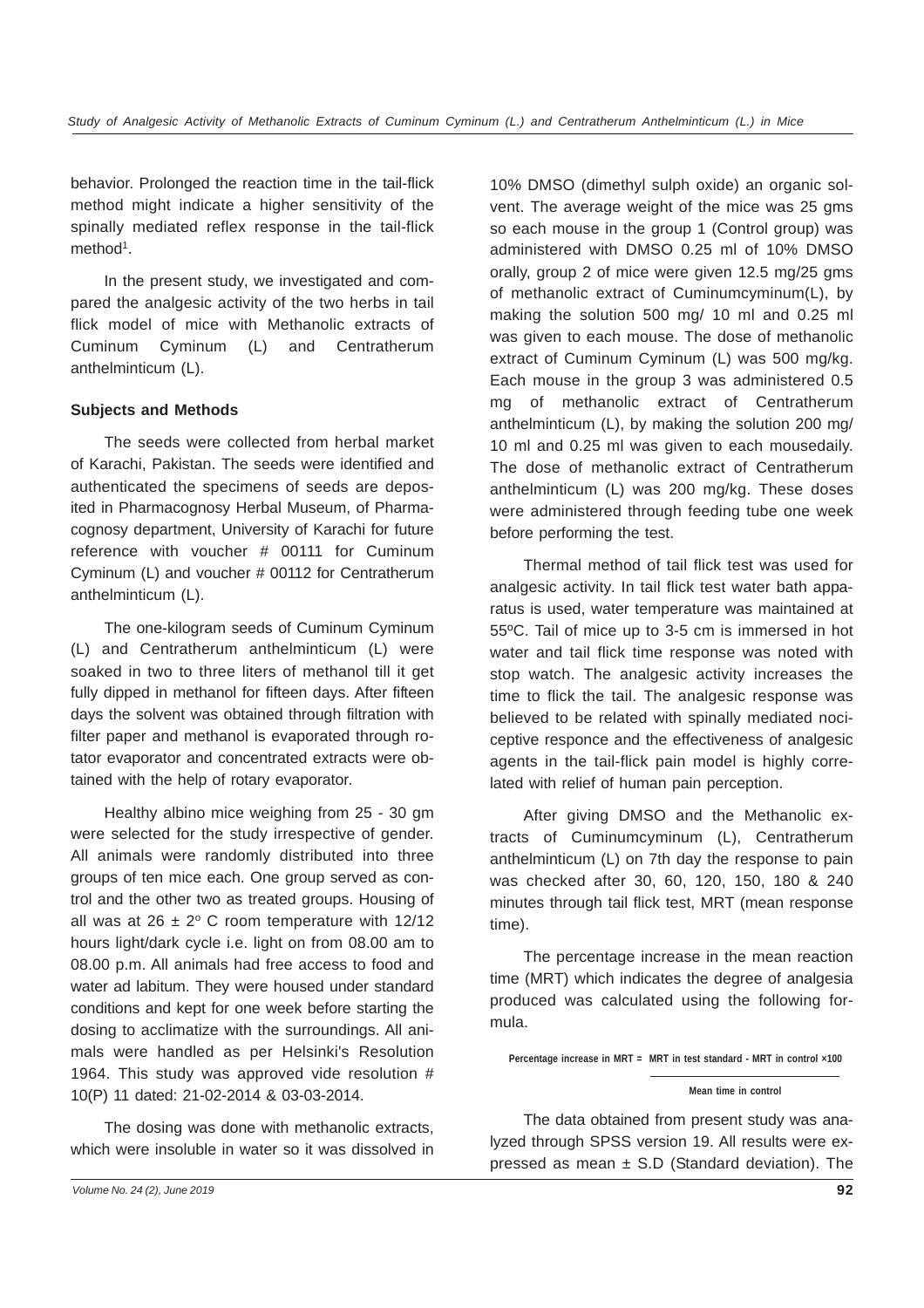behavior. Prolonged the reaction time in the tail-flick method might indicate a higher sensitivity of the spinally mediated reflex response in the tail-flick method[1].

In the present study, we investigated and compared the analgesic activity of the two herbs in tail flick model of mice with Methanolic extracts of Cuminum Cyminum (L) and Centratherum anthelminticum (L).

**Subjects and Methods**

The seeds were collected from herbal market of Karachi, Pakistan. The seeds were identified and authenticated the specimens of seeds are deposited in Pharmacognosy Herbal Museum, of Pharmacognosy department, University of Karachi for future reference with voucher # 00111 for Cuminum Cyminum (L) and voucher # 00112 for Centratherum anthelminticum (L).

The one-kilogram seeds of Cuminum Cyminum (L) and Centratherum anthelminticum (L) were soaked in two to three liters of methanol till it get fully dipped in methanol for fifteen days. After fifteen days the solvent was obtained through filtration with filter paper and methanol is evaporated through rotator evaporator and concentrated extracts were obtained with the help of rotary evaporator.

Healthy albino mice weighing from 25 - 30 gm were selected for the study irrespective of gender. All animals were randomly distributed into three groups of ten mice each. One group served as control and the other two as treated groups. Housing of all was at $26 \pm 2^{o}$ C room temperature with 12/12 hours light/dark cycle i.e. light on from 08.00 am to 08.00 p.m. All animals had free access to food and water ad labitum. They were housed under standard conditions and kept for one week before starting the dosing to acclimatize with the surroundings. All animals were handled as per Helsinki's Resolution 1964. This study was approved vide resolution # 10(P) 11 dated: 21-02-2014 & 03-03-2014.

The dosing was done with methanolic extracts, which were insoluble in water so it was dissolved in 10% DMSO (dimethyl sulph oxide) an organic solvent. The average weight of the mice was 25 gms so each mouse in the group 1 (Control group) was administered with DMSO 0.25 ml of 10% DMSO orally, group 2 of mice were given 12.5 mg/25 gms of methanolic extract of Cuminumcyminum(L), by making the solution 500 mg/ 10 ml and 0.25 ml was given to each mouse. The dose of methanolic extract of Cuminum Cyminum (L) was 500 mg/kg. Each mouse in the group 3 was administered 0.5 mg of methanolic extract of Centratherum anthelminticum (L), by making the solution 200 mg/ 10 ml and 0.25 ml was given to each mousedaily. The dose of methanolic extract of Centratherum anthelminticum (L) was 200 mg/kg. These doses were administered through feeding tube one week before performing the test.

Thermal method of tail flick test was used for analgesic activity. In tail flick test water bath apparatus is used, water temperature was maintained at 55ºC. Tail of mice up to 3-5 cm is immersed in hot water and tail flick time response was noted with stop watch. The analgesic activity increases the time to flick the tail. The analgesic response was believed to be related with spinally mediated nociceptive responce and the effectiveness of analgesic agents in the tail-flick pain model is highly correlated with relief of human pain perception.

After giving DMSO and the Methanolic extracts of Cuminumcyminum (L), Centratherum anthelminticum (L) on 7th day the response to pain was checked after 30, 60, 120, 150, 180 & 240 minutes through tail flick test, MRT (mean response time).

The percentage increase in the mean reaction time (MRT) which indicates the degree of analgesia produced was calculated using the following formula.

$$\text{Percentage increase in MRT} = \frac{\text{MRT in test standard - MRT in control} \times 100}{\text{Mean time in control}}$$

The data obtained from present study was analyzed through SPSS version 19. All results were expressed as mean ± S.D (Standard deviation). The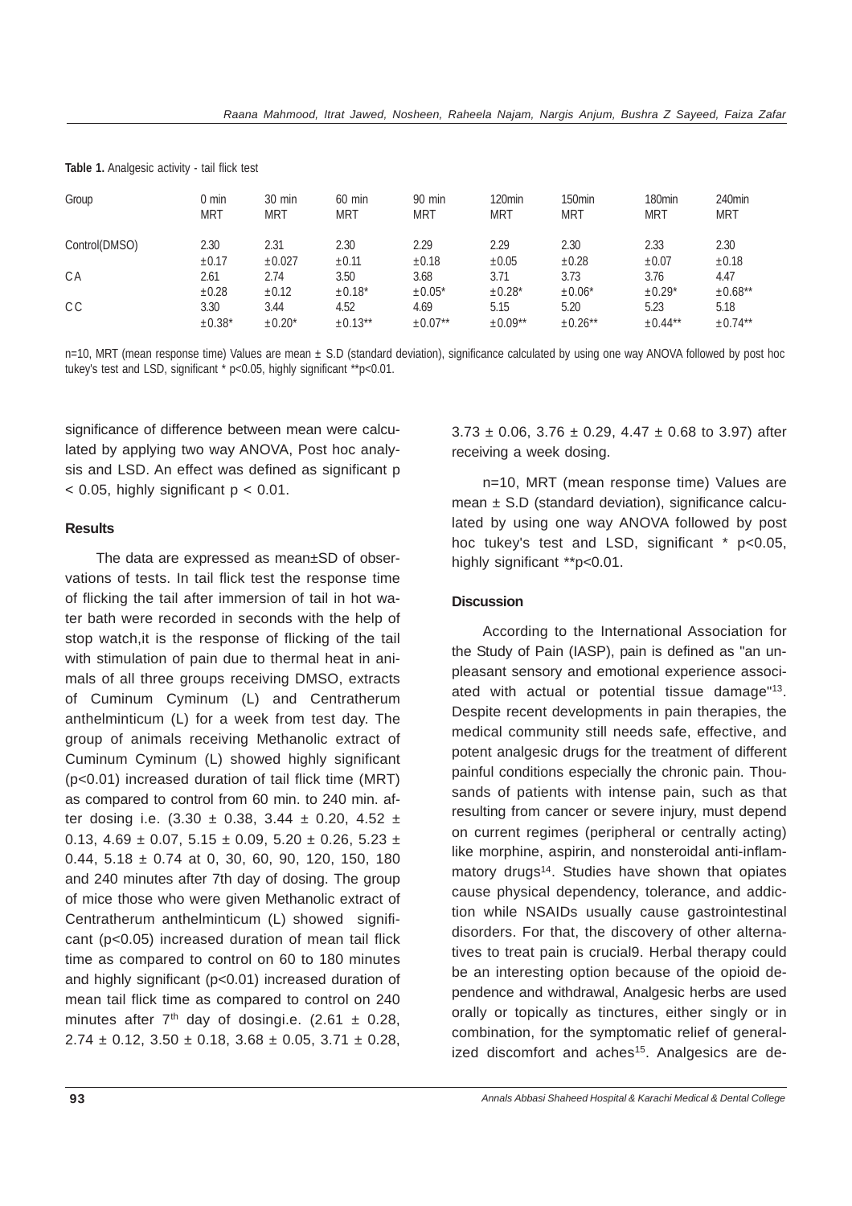**Table 1.** Analgesic activity - tail flick test

| Group | 0 min MRT | 30 min MRT | 60 min MRT | 90 min MRT | 120min MRT | 150min MRT | 180min MRT | 240min MRT |
|---|---|---|---|---|---|---|---|---|
| Control(DMSO) | 2.30 ±0.17 | 2.31 ±0.027 | 2.30 ±0.11 | 2.29 ±0.18 | 2.29 ±0.05 | 2.30 ±0.28 | 2.33 ±0.07 | 2.30 ±0.18 |
| CA | 2.61 ±0.28 | 2.74 ±0.12 | 3.50 ±0.18* | 3.68 ±0.05* | 3.71 ±0.28* | 3.73 ±0.06* | 3.76 ±0.29* | 4.47 ±0.68** |
| CC | 3.30 ±0.38* | 3.44 ±0.20* | 4.52 ±0.13** | 4.69 ±0.07** | 5.15 ±0.09** | 5.20 ±0.26** | 5.23 ±0.44** | 5.18 ±0.74** |

n=10, MRT (mean response time) Values are mean ± S.D (standard deviation), significance calculated by using one way ANOVA followed by post hoc tukey's test and LSD, significant * p<0.05, highly significant **p<0.01.

significance of difference between mean were calculated by applying two way ANOVA, Post hoc analysis and LSD. An effect was defined as significant $p < 0.05$, highly significant $p < 0.01$.

## Results

The data are expressed as mean±SD of observations of tests. In tail flick test the response time of flicking the tail after immersion of tail in hot water bath were recorded in seconds with the help of stop watch,it is the response of flicking of the tail with stimulation of pain due to thermal heat in animals of all three groups receiving DMSO, extracts of Cuminum Cyminum (L) and Centratherum anthelminticum (L) for a week from test day. The group of animals receiving Methanolic extract of Cuminum Cyminum (L) showed highly significant (p<0.01) increased duration of tail flick time (MRT) as compared to control from 60 min. to 240 min. after dosing i.e. (3.30 ± 0.38, 3.44 ± 0.20, 4.52 ± 0.13, 4.69 ± 0.07, 5.15 ± 0.09, 5.20 ± 0.26, 5.23 ± 0.44, 5.18 ± 0.74 at 0, 30, 60, 90, 120, 150, 180 and 240 minutes after 7th day of dosing. The group of mice those who were given Methanolic extract of Centratherum anthelminticum (L) showed significant (p<0.05) increased duration of mean tail flick time as compared to control on 60 to 180 minutes and highly significant (p<0.01) increased duration of mean tail flick time as compared to control on 240 minutes after $7^{th}$ day of dosingi.e. (2.61 ± 0.28, 2.74 ± 0.12, 3.50 ± 0.18, 3.68 ± 0.05, 3.71 ± 0.28, 3.73 ± 0.06, 3.76 ± 0.29, 4.47 ± 0.68 to 3.97) after receiving a week dosing.

n=10, MRT (mean response time) Values are mean ± S.D (standard deviation), significance calculated by using one way ANOVA followed by post hoc tukey's test and LSD, significant * p<0.05, highly significant **p<0.01.

## Discussion

According to the International Association for the Study of Pain (IASP), pain is defined as "an unpleasant sensory and emotional experience associated with actual or potential tissue damage"[13]. Despite recent developments in pain therapies, the medical community still needs safe, effective, and potent analgesic drugs for the treatment of different painful conditions especially the chronic pain. Thousands of patients with intense pain, such as that resulting from cancer or severe injury, must depend on current regimes (peripheral or centrally acting) like morphine, aspirin, and nonsteroidal anti-inflammatory drugs[14]. Studies have shown that opiates cause physical dependency, tolerance, and addiction while NSAIDs usually cause gastrointestinal disorders. For that, the discovery of other alternatives to treat pain is crucial9. Herbal therapy could be an interesting option because of the opioid dependence and withdrawal, Analgesic herbs are used orally or topically as tinctures, either singly or in combination, for the symptomatic relief of generalized discomfort and aches[15]. Analgesics are de-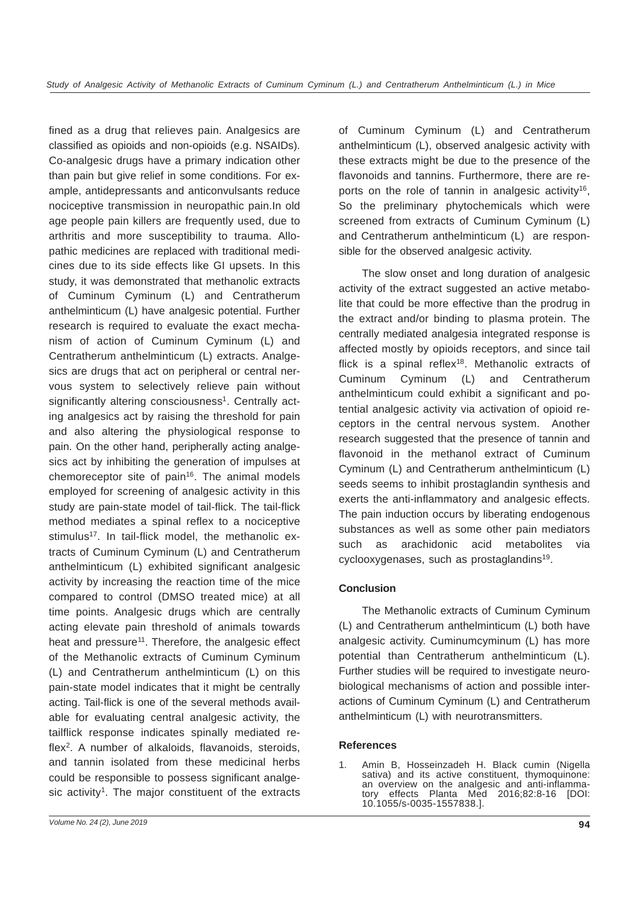fined as a drug that relieves pain. Analgesics are classified as opioids and non-opioids (e.g. NSAIDs). Co-analgesic drugs have a primary indication other than pain but give relief in some conditions. For example, antidepressants and anticonvulsants reduce nociceptive transmission in neuropathic pain.In old age people pain killers are frequently used, due to arthritis and more susceptibility to trauma. Allopathic medicines are replaced with traditional medicines due to its side effects like GI upsets. In this study, it was demonstrated that methanolic extracts of Cuminum Cyminum (L) and Centratherum anthelminticum (L) have analgesic potential. Further research is required to evaluate the exact mechanism of action of Cuminum Cyminum (L) and Centratherum anthelminticum (L) extracts. Analgesics are drugs that act on peripheral or central nervous system to selectively relieve pain without significantly altering consciousness[1]. Centrally acting analgesics act by raising the threshold for pain and also altering the physiological response to pain. On the other hand, peripherally acting analgesics act by inhibiting the generation of impulses at chemoreceptor site of pain[16]. The animal models employed for screening of analgesic activity in this study are pain-state model of tail-flick. The tail-flick method mediates a spinal reflex to a nociceptive stimulus[17]. In tail-flick model, the methanolic extracts of Cuminum Cyminum (L) and Centratherum anthelminticum (L) exhibited significant analgesic activity by increasing the reaction time of the mice compared to control (DMSO treated mice) at all time points. Analgesic drugs which are centrally acting elevate pain threshold of animals towards heat and pressure[11]. Therefore, the analgesic effect of the Methanolic extracts of Cuminum Cyminum (L) and Centratherum anthelminticum (L) on this pain-state model indicates that it might be centrally acting. Tail-flick is one of the several methods available for evaluating central analgesic activity, the tailflick response indicates spinally mediated reflex[2]. A number of alkaloids, flavanoids, steroids, and tannin isolated from these medicinal herbs could be responsible to possess significant analgesic activity[1]. The major constituent of the extracts of Cuminum Cyminum (L) and Centratherum anthelminticum (L), observed analgesic activity with these extracts might be due to the presence of the flavonoids and tannins. Furthermore, there are reports on the role of tannin in analgesic activity[16], So the preliminary phytochemicals which were screened from extracts of Cuminum Cyminum (L) and Centratherum anthelminticum (L) are responsible for the observed analgesic activity.

The slow onset and long duration of analgesic activity of the extract suggested an active metabolite that could be more effective than the prodrug in the extract and/or binding to plasma protein. The centrally mediated analgesia integrated response is affected mostly by opioids receptors, and since tail flick is a spinal reflex[18]. Methanolic extracts of Cuminum Cyminum (L) and Centratherum anthelminticum could exhibit a significant and potential analgesic activity via activation of opioid receptors in the central nervous system. Another research suggested that the presence of tannin and flavonoid in the methanol extract of Cuminum Cyminum (L) and Centratherum anthelminticum (L) seeds seems to inhibit prostaglandin synthesis and exerts the anti-inflammatory and analgesic effects. The pain induction occurs by liberating endogenous substances as well as some other pain mediators such as arachidonic acid metabolites via cyclooxygenases, such as prostaglandins[19].

## Conclusion

The Methanolic extracts of Cuminum Cyminum (L) and Centratherum anthelminticum (L) both have analgesic activity. Cuminumcyminum (L) has more potential than Centratherum anthelminticum (L). Further studies will be required to investigate neurobiological mechanisms of action and possible interactions of Cuminum Cyminum (L) and Centratherum anthelminticum (L) with neurotransmitters.

## References

1. Amin B, Hosseinzadeh H. Black cumin (Nigella sativa) and its active constituent, thymoquinone: an overview on the analgesic and anti-inflammatory effects Planta Med 2016;82:8-16 [DOI: 10.1055/s-0035-1557838.].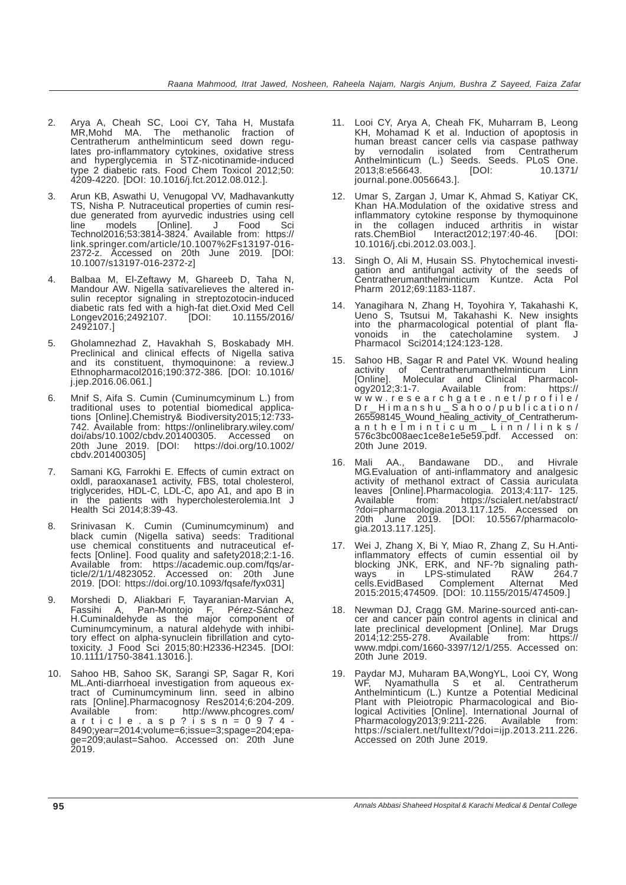2. Arya A, Cheah SC, Looi CY, Taha H, Mustafa MR,Mohd MA. The methanolic fraction of Centratherum anthelminticum seed down regulates pro-inflammatory cytokines, oxidative stress and hyperglycemia in STZ-nicotinamide-induced type 2 diabetic rats. Food Chem Toxicol 2012;50: 4209-4220. [DOI: 10.1016/j.fct.2012.08.012.].

3. Arun KB, Aswathi U, Venugopal VV, Madhavankutty TS, Nisha P. Nutraceutical properties of cumin residue generated from ayurvedic industries using cell line models [Online]. J Food Sci Technol2016;53:3814-3824. Available from: https://link.springer.com/article/10.1007%2Fs13197-016-2372-z. Accessed on 20th June 2019. [DOI: 10.1007/s13197-016-2372-z]

4. Balbaa M, El-Zeftawy M, Ghareeb D, Taha N, Mandour AW. Nigella sativarelieves the altered insulin receptor signaling in streptozotocin-induced diabetic rats fed with a high-fat diet.Oxid Med Cell Longev2016;2492107. [DOI: 10.1155/2016/2492107.]

5. Gholamnezhad Z, Havakhah S, Boskabady MH. Preclinical and clinical effects of Nigella sativa and its constituent, thymoquinone: a review.J Ethnopharmacol2016;190:372-386. [DOI: 10.1016/j.jep.2016.06.061.]

6. Mnif S, Aifa S. Cumin (Cuminumcyminum L.) from traditional uses to potential biomedical applications [Online].Chemistry& Biodiversity2015;12:733-742. Available from: https://onlinelibrary.wiley.com/doi/abs/10.1002/cbdv.201400305. Accessed on 20th June 2019. [DOI: https://doi.org/10.1002/cbdv.201400305]

7. Samani KG, Farrokhi E. Effects of cumin extract on oxldl, paraoxanase1 activity, FBS, total cholesterol, triglycerides, HDL-C, LDL-C, apo A1, and apo B in in the patients with hypercholesterolemia.Int J Health Sci 2014;8:39-43.

8. Srinivasan K. Cumin (Cuminumcyminum) and black cumin (Nigella sativa) seeds: Traditional use chemical constituents and nutraceutical effects [Online]. Food quality and safety2018;2:1-16. Available from: https://academic.oup.com/fqs/article/2/1/1/4823052. Accessed on: 20th June 2019. [DOI: https://doi.org/10.1093/fqsafe/fyx031]

9. Morshedi D, Aliakbari F, Tayaranian-Marvian A, Fassihi A, Pan-Montojo F, Pérez-Sánchez H.Cuminaldehyde as the major component of Cuminumcyminum, a natural aldehyde with inhibitory effect on alpha-synuclein fibrillation and cytotoxicity. J Food Sci 2015;80:H2336-H2345. [DOI: 10.1111/1750-3841.13016.].

10. Sahoo HB, Sahoo SK, Sarangi SP, Sagar R, Kori ML.Anti-diarrhoeal investigation from aqueous extract of Cuminumcyminum linn. seed in albino rats [Online].Pharmacognosy Res2014;6:204-209. Available from: http://www.phcogres.com/article.asp?issn=0974-8490;year=2014;volume=6;issue=3;spage=204;epage=209;aulast=Sahoo. Accessed on: 20th June 2019.

11. Looi CY, Arya A, Cheah FK, Muharram B, Leong KH, Mohamad K et al. Induction of apoptosis in human breast cancer cells via caspase pathway by vernodalin isolated from Centratherum Anthelminticum (L.) Seeds. Seeds. PLoS One. 2013;8:e56643. [DOI: 10.1371/journal.pone.0056643.].

12. Umar S, Zargan J, Umar K, Ahmad S, Katiyar CK, Khan HA.Modulation of the oxidative stress and inflammatory cytokine response by thymoquinone in the collagen induced arthritis in wistar rats.ChemBiol Interact2012;197:40-46. [DOI: 10.1016/j.cbi.2012.03.003.].

13. Singh O, Ali M, Husain SS. Phytochemical investigation and antifungal activity of the seeds of Centratherumanthelminticum Kuntze. Acta Pol Pharm 2012;69:1183-1187.

14. Yanagihara N, Zhang H, Toyohira Y, Takahashi K, Ueno S, Tsutsui M, Takahashi K. New insights into the pharmacological potential of plant flavonoids in the catecholamine system. J Pharmacol Sci2014;124:123-128.

15. Sahoo HB, Sagar R and Patel VK. Wound healing activity of Centratherumanthelminticum Linn [Online]. Molecular and Clinical Pharmacology2012;3:1-7. Available from: https://www.researchgate.net/profile/Dr_Himanshu_Sahoo/publication/265598145_Wound_healing_activity_of_Centratherum-anthelminticum_Linn/links/576c3bc008aec1ce8e1e5e59.pdf. Accessed on: 20th June 2019.

16. Mali AA., Bandawane DD., and Hivrale MG.Evaluation of anti-inflammatory and analgesic activity of methanol extract of Cassia auriculata leaves [Online].Pharmacologia. 2013;4:117- 125. Available from: https://scialert.net/abstract/?doi=pharmacologia.2013.117.125. Accessed on 20th June 2019. [DOI: 10.5567/pharmacologia.2013.117.125].

17. Wei J, Zhang X, Bi Y, Miao R, Zhang Z, Su H.Anti-inflammatory effects of cumin essential oil by blocking JNK, ERK, and NF-?b signaling pathways in LPS-stimulated RAW 264.7 cells.EvidBased Complement Alternat Med 2015:2015;474509. [DOI: 10.1155/2015/474509.]

18. Newman DJ, Cragg GM. Marine-sourced anti-cancer and cancer pain control agents in clinical and late preclinical development [Online]. Mar Drugs 2014;12:255-278. Available from: https://www.mdpi.com/1660-3397/12/1/255. Accessed on: 20th June 2019.

19. Paydar MJ, Muharam BA,WongYL, Looi CY, Wong WF, Nyamathulla S et al. Centratherum Anthelminticum (L.) Kuntze a Potential Medicinal Plant with Pleiotropic Pharmacological and Biological Activities [Online]. International Journal of Pharmacology2013;9:211-226. Available from: https://scialert.net/fulltext/?doi=ijp.2013.211.226. Accessed on 20th June 2019.